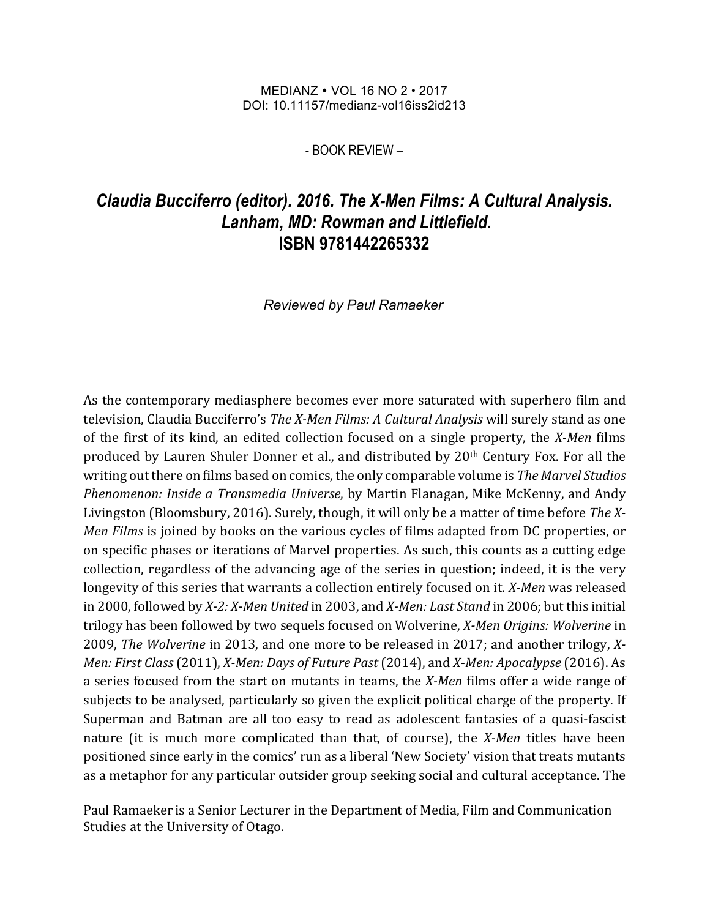MEDIANZ • VOL 16 NO 2 • 2017
DOI: 10.11157/medianz-vol16iss2id213

\- BOOK REVIEW –

# *Claudia Bucciferro (editor). 2016. The X-Men Films: A Cultural Analysis. Lanham, MD: Rowman and Littlefield.* **ISBN 9781442265332**

*Reviewed by Paul Ramaeker*

As the contemporary mediasphere becomes ever more saturated with superhero film and television, Claudia Bucciferro's *The X-Men Films: A Cultural Analysis* will surely stand as one of the first of its kind, an edited collection focused on a single property, the *X-Men* films produced by Lauren Shuler Donner et al., and distributed by 20th Century Fox. For all the writing out there on films based on comics, the only comparable volume is *The Marvel Studios Phenomenon: Inside a Transmedia Universe*, by Martin Flanagan, Mike McKenny, and Andy Livingston (Bloomsbury, 2016). Surely, though, it will only be a matter of time before *The X-Men Films* is joined by books on the various cycles of films adapted from DC properties, or on specific phases or iterations of Marvel properties. As such, this counts as a cutting edge collection, regardless of the advancing age of the series in question; indeed, it is the very longevity of this series that warrants a collection entirely focused on it. *X-Men* was released in 2000, followed by *X-2: X-Men United* in 2003, and *X-Men: Last Stand* in 2006; but this initial trilogy has been followed by two sequels focused on Wolverine, *X-Men Origins: Wolverine* in 2009, *The Wolverine* in 2013, and one more to be released in 2017; and another trilogy, *X-Men: First Class* (2011), *X-Men: Days of Future Past* (2014), and *X-Men: Apocalypse* (2016). As a series focused from the start on mutants in teams, the *X-Men* films offer a wide range of subjects to be analysed, particularly so given the explicit political charge of the property. If Superman and Batman are all too easy to read as adolescent fantasies of a quasi-fascist nature (it is much more complicated than that, of course), the *X-Men* titles have been positioned since early in the comics' run as a liberal 'New Society' vision that treats mutants as a metaphor for any particular outsider group seeking social and cultural acceptance. The

Paul Ramaeker is a Senior Lecturer in the Department of Media, Film and Communication Studies at the University of Otago.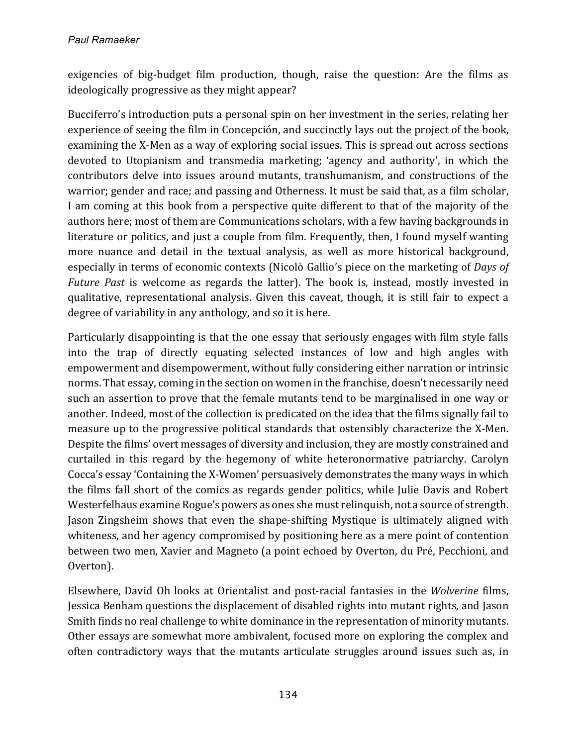exigencies of big-budget film production, though, raise the question: Are the films as ideologically progressive as they might appear?

Bucciferro's introduction puts a personal spin on her investment in the series, relating her experience of seeing the film in Concepción, and succinctly lays out the project of the book, examining the X-Men as a way of exploring social issues. This is spread out across sections devoted to Utopianism and transmedia marketing; 'agency and authority', in which the contributors delve into issues around mutants, transhumanism, and constructions of the warrior; gender and race; and passing and Otherness. It must be said that, as a film scholar, I am coming at this book from a perspective quite different to that of the majority of the authors here; most of them are Communications scholars, with a few having backgrounds in literature or politics, and just a couple from film. Frequently, then, I found myself wanting more nuance and detail in the textual analysis, as well as more historical background, especially in terms of economic contexts (Nicolò Gallio's piece on the marketing of *Days of Future Past* is welcome as regards the latter). The book is, instead, mostly invested in qualitative, representational analysis. Given this caveat, though, it is still fair to expect a degree of variability in any anthology, and so it is here.

Particularly disappointing is that the one essay that seriously engages with film style falls into the trap of directly equating selected instances of low and high angles with empowerment and disempowerment, without fully considering either narration or intrinsic norms. That essay, coming in the section on women in the franchise, doesn't necessarily need such an assertion to prove that the female mutants tend to be marginalised in one way or another. Indeed, most of the collection is predicated on the idea that the films signally fail to measure up to the progressive political standards that ostensibly characterize the X-Men. Despite the films' overt messages of diversity and inclusion, they are mostly constrained and curtailed in this regard by the hegemony of white heteronormative patriarchy. Carolyn Cocca's essay 'Containing the X-Women' persuasively demonstrates the many ways in which the films fall short of the comics as regards gender politics, while Julie Davis and Robert Westerfelhaus examine Rogue's powers as ones she must relinquish, not a source of strength. Jason Zingsheim shows that even the shape-shifting Mystique is ultimately aligned with whiteness, and her agency compromised by positioning here as a mere point of contention between two men, Xavier and Magneto (a point echoed by Overton, du Pré, Pecchioni, and Overton).

Elsewhere, David Oh looks at Orientalist and post-racial fantasies in the *Wolverine* films, Jessica Benham questions the displacement of disabled rights into mutant rights, and Jason Smith finds no real challenge to white dominance in the representation of minority mutants. Other essays are somewhat more ambivalent, focused more on exploring the complex and often contradictory ways that the mutants articulate struggles around issues such as, in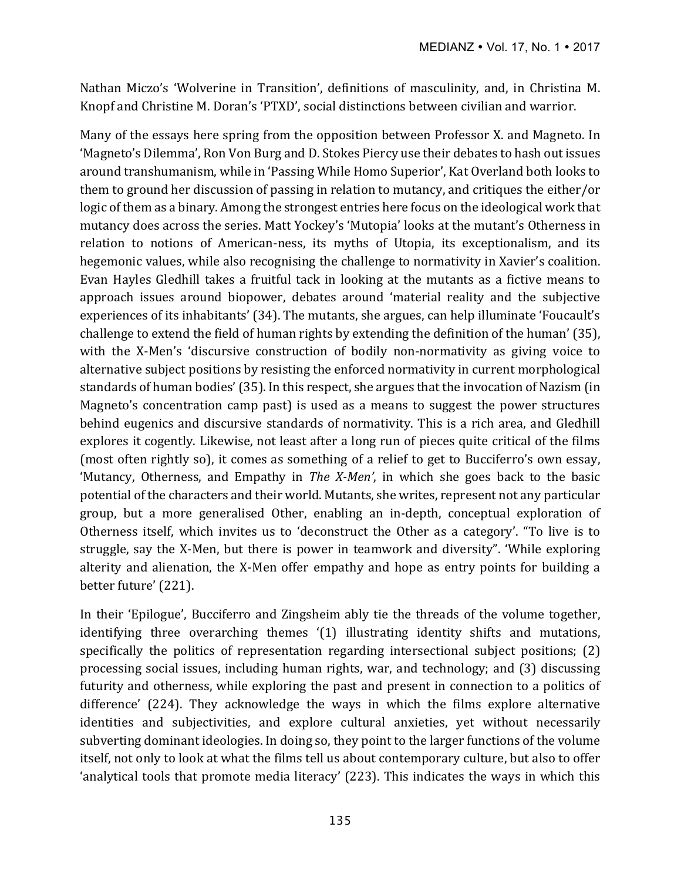Nathan Miczo's 'Wolverine in Transition', definitions of masculinity, and, in Christina M. Knopf and Christine M. Doran's 'PTXD', social distinctions between civilian and warrior.

Many of the essays here spring from the opposition between Professor X. and Magneto. In 'Magneto's Dilemma', Ron Von Burg and D. Stokes Piercy use their debates to hash out issues around transhumanism, while in 'Passing While Homo Superior', Kat Overland both looks to them to ground her discussion of passing in relation to mutancy, and critiques the either/or logic of them as a binary. Among the strongest entries here focus on the ideological work that mutancy does across the series. Matt Yockey's 'Mutopia' looks at the mutant's Otherness in relation to notions of American-ness, its myths of Utopia, its exceptionalism, and its hegemonic values, while also recognising the challenge to normativity in Xavier's coalition. Evan Hayles Gledhill takes a fruitful tack in looking at the mutants as a fictive means to approach issues around biopower, debates around 'material reality and the subjective experiences of its inhabitants' (34). The mutants, she argues, can help illuminate 'Foucault's challenge to extend the field of human rights by extending the definition of the human' (35), with the X-Men's 'discursive construction of bodily non-normativity as giving voice to alternative subject positions by resisting the enforced normativity in current morphological standards of human bodies' (35). In this respect, she argues that the invocation of Nazism (in Magneto's concentration camp past) is used as a means to suggest the power structures behind eugenics and discursive standards of normativity. This is a rich area, and Gledhill explores it cogently. Likewise, not least after a long run of pieces quite critical of the films (most often rightly so), it comes as something of a relief to get to Bucciferro's own essay, 'Mutancy, Otherness, and Empathy in *The X-Men*', in which she goes back to the basic potential of the characters and their world. Mutants, she writes, represent not any particular group, but a more generalised Other, enabling an in-depth, conceptual exploration of Otherness itself, which invites us to 'deconstruct the Other as a category'. "To live is to struggle, say the X-Men, but there is power in teamwork and diversity". 'While exploring alterity and alienation, the X-Men offer empathy and hope as entry points for building a better future' (221).

In their 'Epilogue', Bucciferro and Zingsheim ably tie the threads of the volume together, identifying three overarching themes '(1) illustrating identity shifts and mutations, specifically the politics of representation regarding intersectional subject positions; (2) processing social issues, including human rights, war, and technology; and (3) discussing futurity and otherness, while exploring the past and present in connection to a politics of difference' (224). They acknowledge the ways in which the films explore alternative identities and subjectivities, and explore cultural anxieties, yet without necessarily subverting dominant ideologies. In doing so, they point to the larger functions of the volume itself, not only to look at what the films tell us about contemporary culture, but also to offer 'analytical tools that promote media literacy' (223). This indicates the ways in which this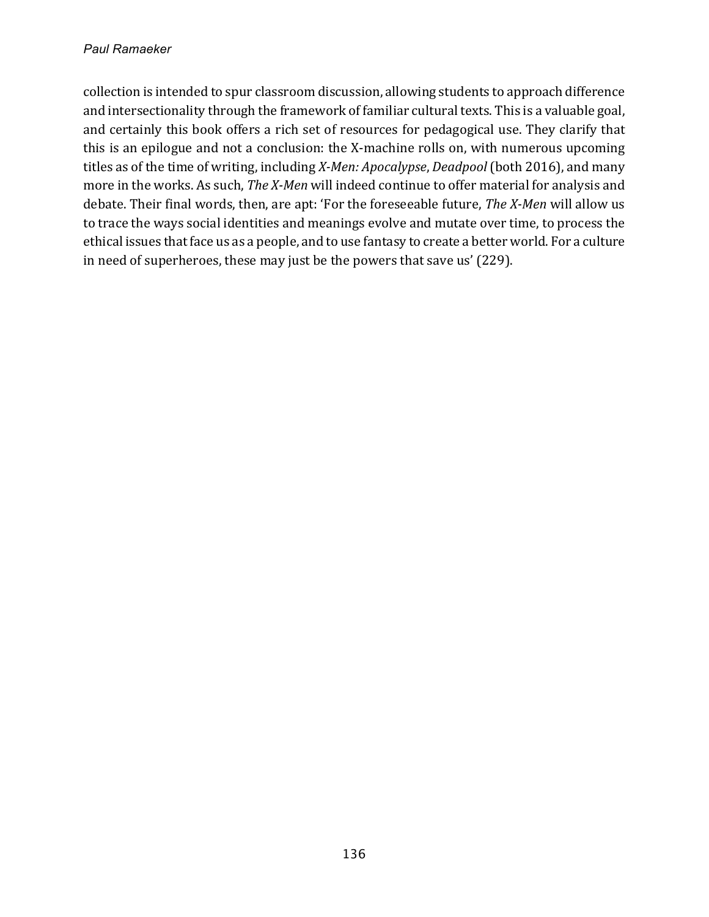collection is intended to spur classroom discussion, allowing students to approach difference and intersectionality through the framework of familiar cultural texts. This is a valuable goal, and certainly this book offers a rich set of resources for pedagogical use. They clarify that this is an epilogue and not a conclusion: the X-machine rolls on, with numerous upcoming titles as of the time of writing, including *X-Men: Apocalypse*, *Deadpool* (both 2016), and many more in the works. As such, *The X-Men* will indeed continue to offer material for analysis and debate. Their final words, then, are apt: 'For the foreseeable future, *The X-Men* will allow us to trace the ways social identities and meanings evolve and mutate over time, to process the ethical issues that face us as a people, and to use fantasy to create a better world. For a culture in need of superheroes, these may just be the powers that save us' (229).